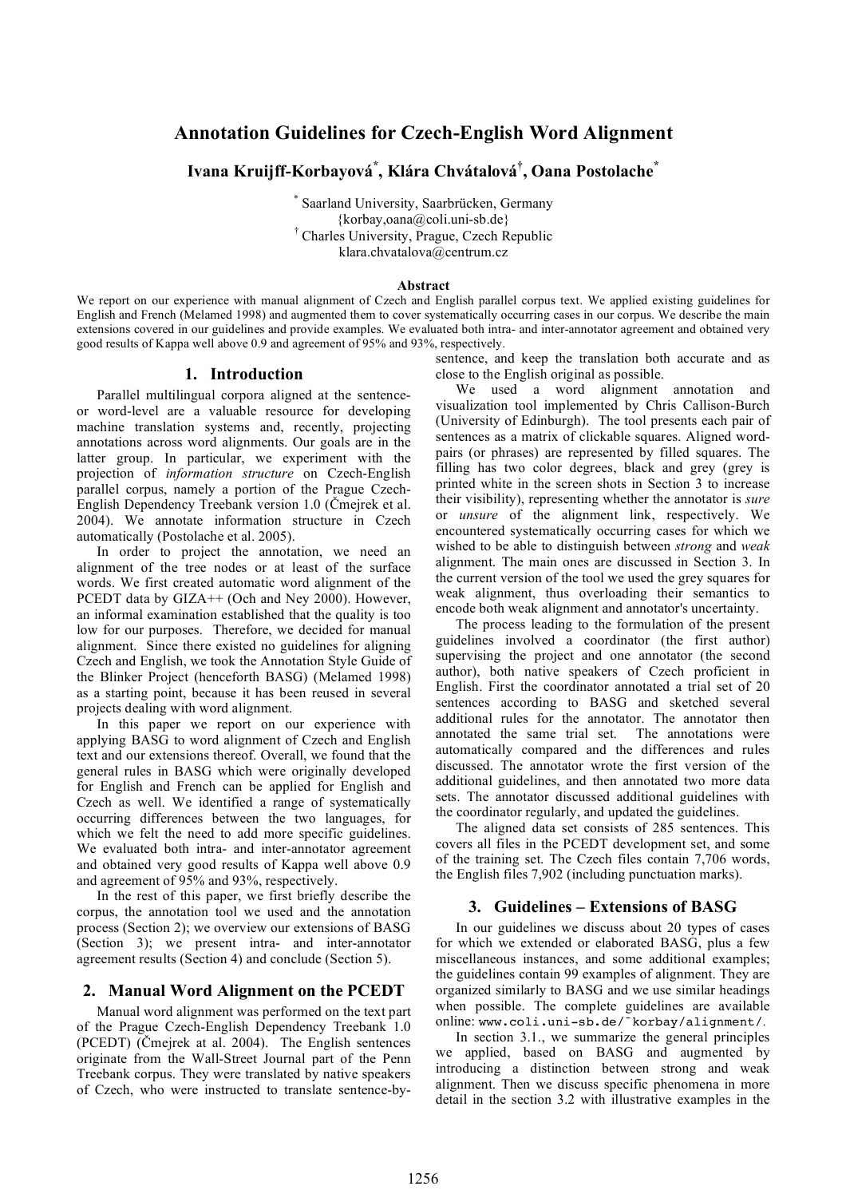# Annotation Guidelines for Czech-English Word Alignment

**Ivana Kruijff-Korbayová[*], Klára Chvátalová[†], Oana Postolache[*]**

[*] Saarland University, Saarbrücken, Germany
{korbay,oana@coli.uni-sb.de}
[†] Charles University, Prague, Czech Republic
klara.chvatalova@centrum.cz

**Abstract**

We report on our experience with manual alignment of Czech and English parallel corpus text. We applied existing guidelines for English and French (Melamed 1998) and augmented them to cover systematically occurring cases in our corpus. We describe the main extensions covered in our guidelines and provide examples. We evaluated both intra- and inter-annotator agreement and obtained very good results of Kappa well above 0.9 and agreement of 95% and 93%, respectively.

## 1. Introduction

Parallel multilingual corpora aligned at the sentence- or word-level are a valuable resource for developing machine translation systems and, recently, projecting annotations across word alignments. Our goals are in the latter group. In particular, we experiment with the projection of *information structure* on Czech-English parallel corpus, namely a portion of the Prague Czech-English Dependency Treebank version 1.0 (Čmejrek et al. 2004). We annotate information structure in Czech automatically (Postolache et al. 2005).

In order to project the annotation, we need an alignment of the tree nodes or at least of the surface words. We first created automatic word alignment of the PCEDT data by GIZA++ (Och and Ney 2000). However, an informal examination established that the quality is too low for our purposes. Therefore, we decided for manual alignment. Since there existed no guidelines for aligning Czech and English, we took the Annotation Style Guide of the Blinker Project (henceforth BASG) (Melamed 1998) as a starting point, because it has been reused in several projects dealing with word alignment.

In this paper we report on our experience with applying BASG to word alignment of Czech and English text and our extensions thereof. Overall, we found that the general rules in BASG which were originally developed for English and French can be applied for English and Czech as well. We identified a range of systematically occurring differences between the two languages, for which we felt the need to add more specific guidelines. We evaluated both intra- and inter-annotator agreement and obtained very good results of Kappa well above 0.9 and agreement of 95% and 93%, respectively.

In the rest of this paper, we first briefly describe the corpus, the annotation tool we used and the annotation process (Section 2); we overview our extensions of BASG (Section 3); we present intra- and inter-annotator agreement results (Section 4) and conclude (Section 5).

## 2. Manual Word Alignment on the PCEDT

Manual word alignment was performed on the text part of the Prague Czech-English Dependency Treebank 1.0 (PCEDT) (Čmejrek at al. 2004). The English sentences originate from the Wall-Street Journal part of the Penn Treebank corpus. They were translated by native speakers of Czech, who were instructed to translate sentence-by-sentence, and keep the translation both accurate and as close to the English original as possible.

We used a word alignment annotation and visualization tool implemented by Chris Callison-Burch (University of Edinburgh). The tool presents each pair of sentences as a matrix of clickable squares. Aligned word-pairs (or phrases) are represented by filled squares. The filling has two color degrees, black and grey (grey is printed white in the screen shots in Section 3 to increase their visibility), representing whether the annotator is *sure* or *unsure* of the alignment link, respectively. We encountered systematically occurring cases for which we wished to be able to distinguish between *strong* and *weak* alignment. The main ones are discussed in Section 3. In the current version of the tool we used the grey squares for weak alignment, thus overloading their semantics to encode both weak alignment and annotator's uncertainty.

The process leading to the formulation of the present guidelines involved a coordinator (the first author) supervising the project and one annotator (the second author), both native speakers of Czech proficient in English. First the coordinator annotated a trial set of 20 sentences according to BASG and sketched several additional rules for the annotator. The annotator then annotated the same trial set. The annotations were automatically compared and the differences and rules discussed. The annotator wrote the first version of the additional guidelines, and then annotated two more data sets. The annotator discussed additional guidelines with the coordinator regularly, and updated the guidelines.

The aligned data set consists of 285 sentences. This covers all files in the PCEDT development set, and some of the training set. The Czech files contain 7,706 words, the English files 7,902 (including punctuation marks).

## 3. Guidelines – Extensions of BASG

In our guidelines we discuss about 20 types of cases for which we extended or elaborated BASG, plus a few miscellaneous instances, and some additional examples; the guidelines contain 99 examples of alignment. They are organized similarly to BASG and we use similar headings when possible. The complete guidelines are available online: `www.coli.uni-sb.de/˜korbay/alignment/`.

In section 3.1., we summarize the general principles we applied, based on BASG and augmented by introducing a distinction between strong and weak alignment. Then we discuss specific phenomena in more detail in the section 3.2 with illustrative examples in the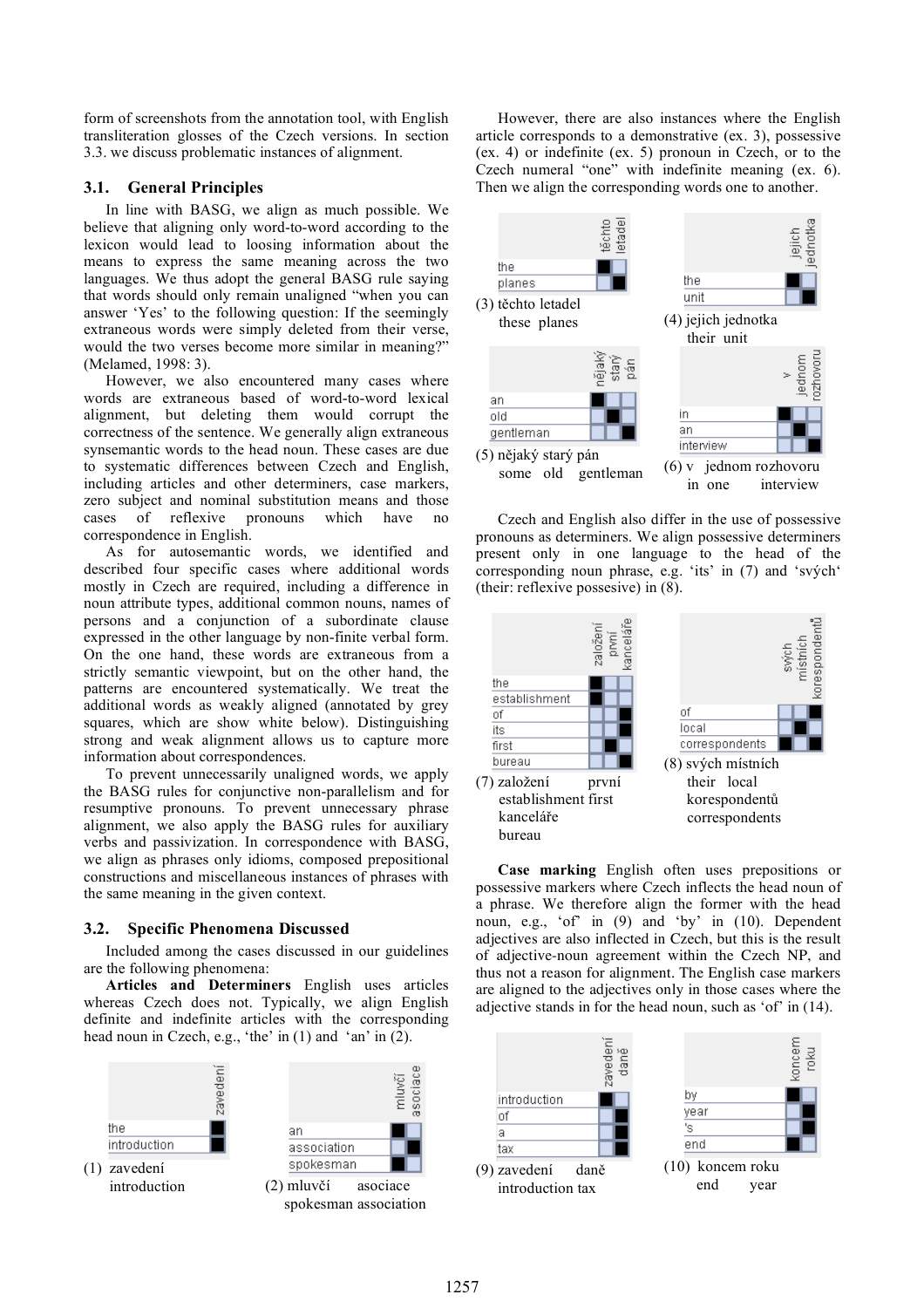form of screenshots from the annotation tool, with English transliteration glosses of the Czech versions. In section 3.3. we discuss problematic instances of alignment.

### 3.1. General Principles

In line with BASG, we align as much possible. We believe that aligning only word-to-word according to the lexicon would lead to loosing information about the means to express the same meaning across the two languages. We thus adopt the general BASG rule saying that words should only remain unaligned "when you can answer 'Yes' to the following question: If the seemingly extraneous words were simply deleted from their verse, would the two verses become more similar in meaning?" (Melamed, 1998: 3).

However, we also encountered many cases where words are extraneous based of word-to-word lexical alignment, but deleting them would corrupt the correctness of the sentence. We generally align extraneous synsemantic words to the head noun. These cases are due to systematic differences between Czech and English, including articles and other determiners, case markers, zero subject and nominal substitution means and those cases of reflexive pronouns which have no correspondence in English.

As for autosemantic words, we identified and described four specific cases where additional words mostly in Czech are required, including a difference in noun attribute types, additional common nouns, names of persons and a conjunction of a subordinate clause expressed in the other language by non-finite verbal form. On the one hand, these words are extraneous from a strictly semantic viewpoint, but on the other hand, the patterns are encountered systematically. We treat the additional words as weakly aligned (annotated by grey squares, which are show white below). Distinguishing strong and weak alignment allows us to capture more information about correspondences.

To prevent unnecessarily unaligned words, we apply the BASG rules for conjunctive non-parallelism and for resumptive pronouns. To prevent unnecessary phrase alignment, we also apply the BASG rules for auxiliary verbs and passivization. In correspondence with BASG, we align as phrases only idioms, composed prepositional constructions and miscellaneous instances of phrases with the same meaning in the given context.

### 3.2. Specific Phenomena Discussed

Included among the cases discussed in our guidelines are the following phenomena:

**Articles and Determiners** English uses articles whereas Czech does not. Typically, we align English definite and indefinite articles with the corresponding head noun in Czech, e.g., 'the' in (1) and 'an' in (2).

(1) zavedení
introduction

(2) mluvčí asociace
spokesman association

However, there are also instances where the English article corresponds to a demonstrative (ex. 3), possessive (ex. 4) or indefinite (ex. 5) pronoun in Czech, or to the Czech numeral "one" with indefinite meaning (ex. 6). Then we align the corresponding words one to another.

(3) těchto letadel
these planes

(4) jejich jednotka
their unit

(5) nějaký starý pán
some old gentleman

(6) v jednom rozhovoru
in one interview

Czech and English also differ in the use of possessive pronouns as determiners. We align possessive determiners present only in one language to the head of the corresponding noun phrase, e.g. 'its' in (7) and 'svých' (their: reflexive possesive) in (8).

(7) založení první kanceláře
establishment first bureau

(8) svých místních korespondentů
their local correspondents

**Case marking** English often uses prepositions or possessive markers where Czech inflects the head noun of a phrase. We therefore align the former with the head noun, e.g., 'of' in (9) and 'by' in (10). Dependent adjectives are also inflected in Czech, but this is the result of adjective-noun agreement within the Czech NP, and thus not a reason for alignment. The English case markers are aligned to the adjectives only in those cases where the adjective stands in for the head noun, such as 'of' in (14).

(9) zavedení daně
introduction tax

(10) koncem roku
end year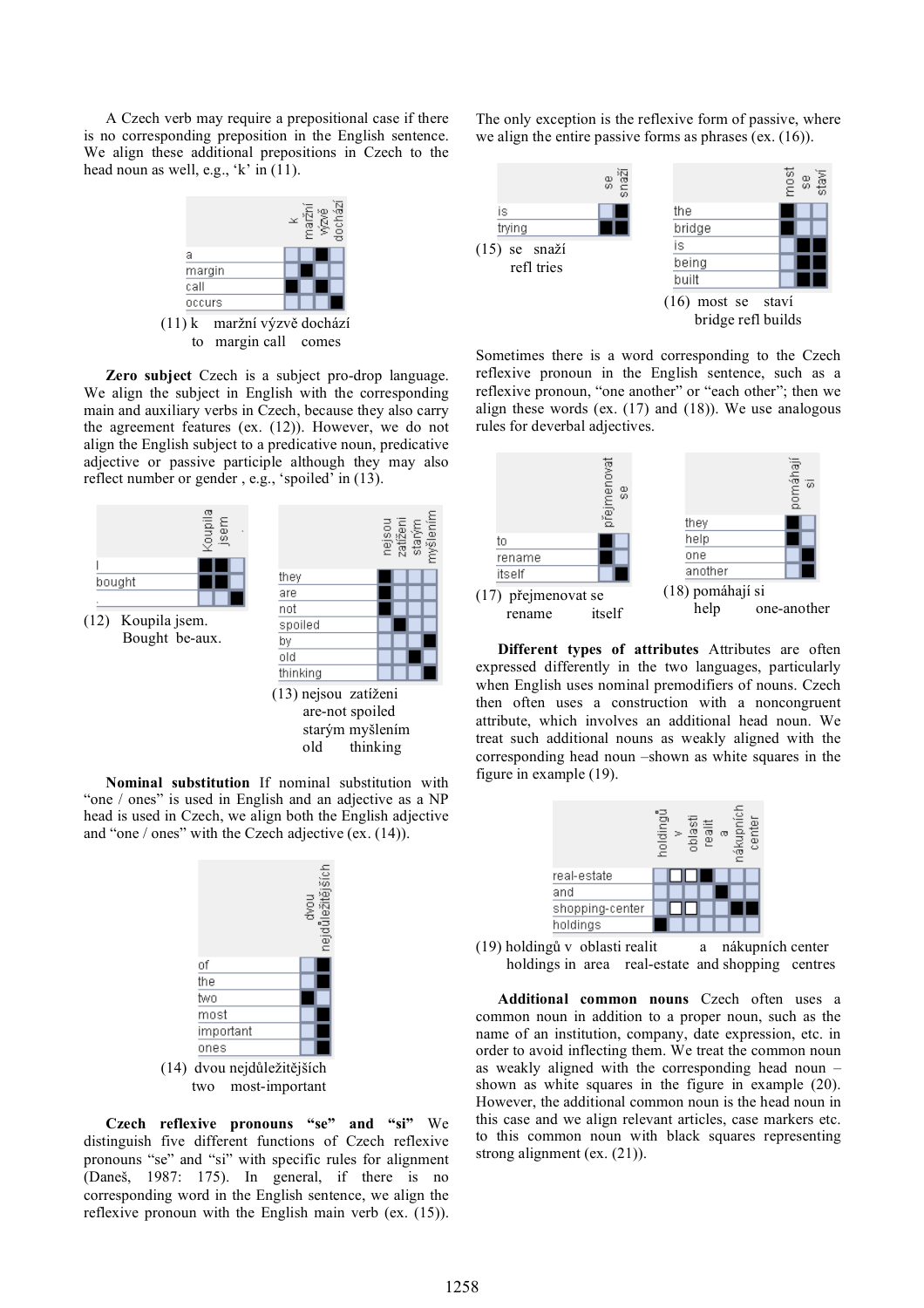A Czech verb may require a prepositional case if there is no corresponding preposition in the English sentence. We align these additional prepositions in Czech to the head noun as well, e.g., 'k' in (11).

(11) k maržní výzvě dochází
to margin call comes

**Zero subject** Czech is a subject pro-drop language. We align the subject in English with the corresponding main and auxiliary verbs in Czech, because they also carry the agreement features (ex. (12)). However, we do not align the English subject to a predicative noun, predicative adjective or passive participle although they may also reflect number or gender , e.g., 'spoiled' in (13).

(12) Koupila jsem.
Bought be-aux.

(13) nejsou zatíženi starým myšlením
are-not spoiled old thinking

**Nominal substitution** If nominal substitution with "one / ones" is used in English and an adjective as a NP head is used in Czech, we align both the English adjective and "one / ones" with the Czech adjective (ex. (14)).

(14) dvou nejdůležitějších
two most-important

**Czech reflexive pronouns "se" and "si"** We distinguish five different functions of Czech reflexive pronouns "se" and "si" with specific rules for alignment (Daneš, 1987: 175). In general, if there is no corresponding word in the English sentence, we align the reflexive pronoun with the English main verb (ex. (15)). The only exception is the reflexive form of passive, where we align the entire passive forms as phrases (ex. (16)).

(15) se snaží
refl tries

(16) most se staví
bridge refl builds

Sometimes there is a word corresponding to the Czech reflexive pronoun in the English sentence, such as a reflexive pronoun, "one another" or "each other"; then we align these words (ex. (17) and (18)). We use analogous rules for deverbal adjectives.

(17) přejmenovat se
rename itself

(18) pomáhají si
help one-another

**Different types of attributes** Attributes are often expressed differently in the two languages, particularly when English uses nominal premodifiers of nouns. Czech then often uses a construction with a noncongruent attribute, which involves an additional head noun. We treat such additional nouns as weakly aligned with the corresponding head noun –shown as white squares in the figure in example (19).

(19) holdingů v oblasti realit a nákupních center
holdings in area real-estate and shopping centres

**Additional common nouns** Czech often uses a common noun in addition to a proper noun, such as the name of an institution, company, date expression, etc. in order to avoid inflecting them. We treat the common noun as weakly aligned with the corresponding head noun – shown as white squares in the figure in example (20). However, the additional common noun is the head noun in this case and we align relevant articles, case markers etc. to this common noun with black squares representing strong alignment (ex. (21)).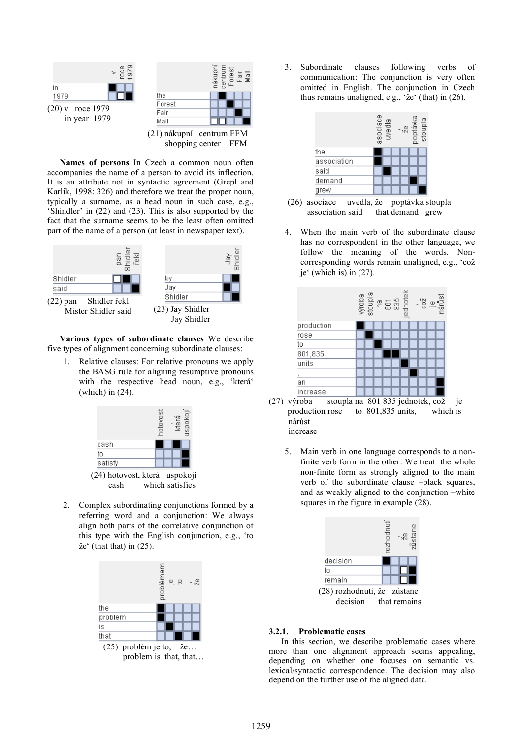(20) v roce 1979
in year 1979

(21) nákupní centrum FFM
shopping center FFM

**Names of persons** In Czech a common noun often accompanies the name of a person to avoid its inflection. It is an attribute not in syntactic agreement (Grepl and Karlík, 1998: 326) and therefore we treat the proper noun, typically a surname, as a head noun in such case, e.g., 'Shidler' in (22) and (23). This is also supported by the fact that the surname seems to be the least often omitted part of the name of a person (at least in newspaper text).

(22) pan Shidler řekl
Mister Shidler said

(23) Jay Shidler
Jay Shidler

**Various types of subordinate clauses** We describe five types of alignment concerning subordinate clauses:

1. Relative clauses: For relative pronouns we apply the BASG rule for aligning resumptive pronouns with the respective head noun, e.g., 'která' (which) in (24).

(24) hotovost, která uspokojí
cash which satisfies

2. Complex subordinating conjunctions formed by a referring word and a conjunction: We always align both parts of the correlative conjunction of this type with the English conjunction, 'to že' (that that) in (25).

(25) problém je to, že…
problem is that, that…

3. Subordinate clauses following verbs of communication: The conjunction is very often omitted in English. The conjunction in Czech thus remains unaligned, e.g., 'že' (that) in (26).

(26) asociace uvedla, že poptávka stoupla
association said that demand grew

4. When the main verb of the subordinate clause has no correspondent in the other language, we follow the meaning of the words. Non-corresponding words remain unaligned, e.g., 'což je' (which is) in (27).

(27) výroba stoupla na 801 835 jednotek, což je nárůst
production rose to 801,835 units, which is increase

5. Main verb in one language corresponds to a non-finite verb form in the other: We treat the whole non-finite form as strongly aligned to the main verb of the subordinate clause –black squares, and as weakly aligned to the conjunction –white squares in the figure in example (28).

(28) rozhodnutí, že zůstane
decision that remains

### 3.2.1. Problematic cases

In this section, we describe problematic cases where more than one alignment approach seems appealing, depending on whether one focuses on semantic vs. lexical/syntactic correspondence. The decision may also depend on the further use of the aligned data.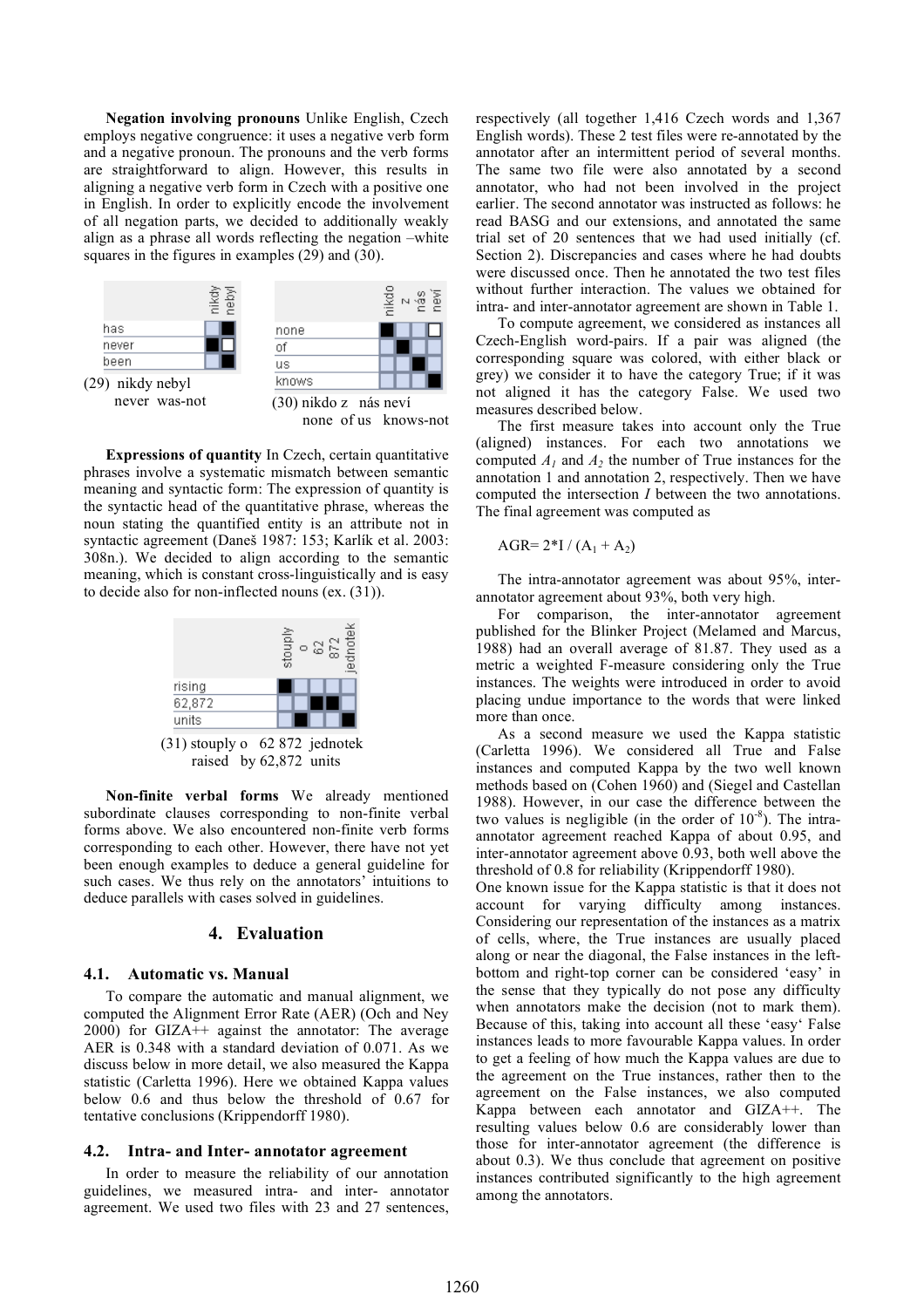**Negation involving pronouns** Unlike English, Czech employs negative congruence: it uses a negative verb form and a negative pronoun. The pronouns and the verb forms are straightforward to align. However, this results in aligning a negative verb form in Czech with a positive one in English. In order to explicitly encode the involvement of all negation parts, we decided to additionally weakly align as a phrase all words reflecting the negation –white squares in the figures in examples (29) and (30).

(29) nikdy nebyl
never was-not

(30) nikdo z nás neví
none of us knows-not

**Expressions of quantity** In Czech, certain quantitative phrases involve a systematic mismatch between semantic meaning and syntactic form: The expression of quantity is the syntactic head of the quantitative phrase, whereas the noun stating the quantified entity is an attribute not in syntactic agreement (Daneš 1987: 153; Karlík et al. 2003: 308n.). We decided to align according to the semantic meaning, which is constant cross-linguistically and is easy to decide also for non-inflected nouns (ex. (31)).

(31) stouply o 62 872 jednotek
raised by 62,872 units

**Non-finite verbal forms** We already mentioned subordinate clauses corresponding to non-finite verbal forms above. We also encountered non-finite verb forms corresponding to each other. However, there have not yet been enough examples to deduce a general guideline for such cases. We thus rely on the annotators' intuitions to deduce parallels with cases solved in guidelines.

## 4. Evaluation

### 4.1. Automatic vs. Manual

To compare the automatic and manual alignment, we computed the Alignment Error Rate (AER) (Och and Ney 2000) for GIZA++ against the annotator: The average AER is 0.348 with a standard deviation of 0.071. As we discuss below in more detail, we also measured the Kappa statistic (Carletta 1996). Here we obtained Kappa values below 0.6 and thus below the threshold of 0.67 for tentative conclusions (Krippendorff 1980).

### 4.2. Intra- and Inter- annotator agreement

In order to measure the reliability of our annotation guidelines, we measured intra- and inter- annotator agreement. We used two files with 23 and 27 sentences, respectively (all together 1,416 Czech words and 1,367 English words). These 2 test files were re-annotated by the annotator after an intermittent period of several months. The same two file were also annotated by a second annotator, who had not been involved in the project earlier. The second annotator was instructed as follows: he read BASG and our extensions, and annotated the same trial set of 20 sentences that we had used initially (cf. Section 2). Discrepancies and cases where he had doubts were discussed once. Then he annotated the two test files without further interaction. The values we obtained for intra- and inter-annotator agreement are shown in Table 1.

To compute agreement, we considered as instances all Czech-English word-pairs. If a pair was aligned (the corresponding square was colored, with either black or grey) we consider it to have the category True; if it was not aligned it has the category False. We used two measures described below.

The first measure takes into account only the True (aligned) instances. For each two annotations we computed $A_1$ and $A_2$ the number of True instances for the annotation 1 and annotation 2, respectively. Then we have computed the intersection $I$ between the two annotations. The final agreement was computed as

$$AGR = 2*I / (A_1 + A_2)$$

The intra-annotator agreement was about 95%, inter-annotator agreement about 93%, both very high.

For comparison, the inter-annotator agreement published for the Blinker Project (Melamed and Marcus, 1988) had an overall average of 81.87. They used as a metric a weighted F-measure considering only the True instances. The weights were introduced in order to avoid placing undue importance to the words that were linked more than once.

As a second measure we used the Kappa statistic (Carletta 1996). We considered all True and False instances and computed Kappa by the two well known methods based on (Cohen 1960) and (Siegel and Castellan 1988). However, in our case the difference between the two values is negligible (in the order of $10^{-8}$). The intra-annotator agreement reached Kappa of about 0.95, and inter-annotator agreement above 0.93, both well above the threshold of 0.8 for reliability (Krippendorff 1980).

One known issue for the Kappa statistic is that it does not account for varying difficulty among instances. Considering our representation of the instances as a matrix of cells, where, the True instances are usually placed along or near the diagonal, the False instances in the left-bottom and right-top corner can be considered 'easy' in the sense that they typically do not pose any difficulty when annotators make the decision (not to mark them). Because of this, taking into account all these 'easy' False instances leads to more favourable Kappa values. In order to get a feeling of how much the Kappa values are due to the agreement on the True instances, rather then to the agreement on the False instances, we also computed Kappa between each annotator and GIZA++. The resulting values below 0.6 are considerably lower than those for inter-annotator agreement (the difference is about 0.3). We thus conclude that agreement on positive instances contributed significantly to the high agreement among the annotators.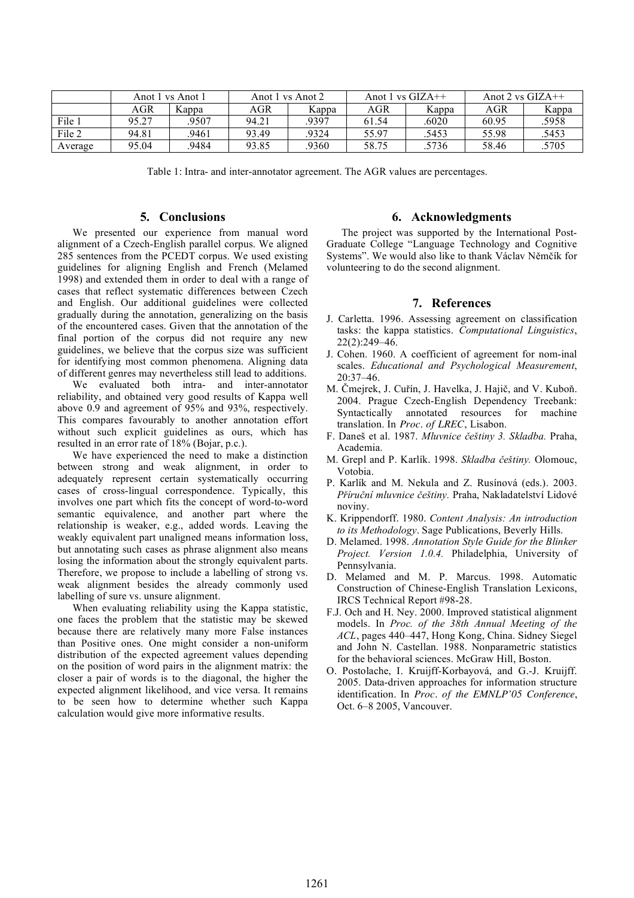| | Anot 1 vs Anot 1 | | Anot 1 vs Anot 2 | | Anot 1 vs GIZA++ | | Anot 2 vs GIZA++ | |
|---|---|---|---|---|---|---|---|---|
| | AGR | Kappa | AGR | Kappa | AGR | Kappa | AGR | Kappa |
| File 1 | 95.27 | .9507 | 94.21 | .9397 | 61.54 | .6020 | 60.95 | .5958 |
| File 2 | 94.81 | .9461 | 93.49 | .9324 | 55.97 | .5453 | 55.98 | .5453 |
| Average | 95.04 | .9484 | 93.85 | .9360 | 58.75 | .5736 | 58.46 | .5705 |

Table 1: Intra- and inter-annotator agreement. The AGR values are percentages.

## 5. Conclusions

We presented our experience from manual word alignment of a Czech-English parallel corpus. We aligned 285 sentences from the PCEDT corpus. We used existing guidelines for aligning English and French (Melamed 1998) and extended them in order to deal with a range of cases that reflect systematic differences between Czech and English. Our additional guidelines were collected gradually during the annotation, generalizing on the basis of the encountered cases. Given that the annotation of the final portion of the corpus did not require any new guidelines, we believe that the corpus size was sufficient for identifying most common phenomena. Aligning data of different genres may nevertheless still lead to additions.

We evaluated both intra- and inter-annotator reliability, and obtained very good results of Kappa well above 0.9 and agreement of 95% and 93%, respectively. This compares favourably to another annotation effort without such explicit guidelines as ours, which has resulted in an error rate of 18% (Bojar, p.c.).

We have experienced the need to make a distinction between strong and weak alignment, in order to adequately represent certain systematically occurring cases of cross-lingual correspondence. Typically, this involves one part which fits the concept of word-to-word semantic equivalence, and another part where the relationship is weaker, e.g., added words. Leaving the weakly equivalent part unaligned means information loss, but annotating such cases as phrase alignment also means losing the information about the strongly equivalent parts. Therefore, we propose to include a labelling of strong vs. weak alignment besides the already commonly used labelling of sure vs. unsure alignment.

When evaluating reliability using the Kappa statistic, one faces the problem that the statistic may be skewed because there are relatively many more False instances than Positive ones. One might consider a non-uniform distribution of the expected agreement values depending on the position of word pairs in the alignment matrix: the closer a pair of words is to the diagonal, the higher the expected alignment likelihood, and vice versa. It remains to be seen how to determine whether such Kappa calculation would give more informative results.

## 6. Acknowledgments

The project was supported by the International Post-Graduate College "Language Technology and Cognitive Systems". We would also like to thank Václav Němčík for volunteering to do the second alignment.

## 7. References

J. Carletta. 1996. Assessing agreement on classification tasks: the kappa statistics. *Computational Linguistics*, 22(2):249–46.

J. Cohen. 1960. A coefficient of agreement for nom-inal scales. *Educational and Psychological Measurement*, 20:37–46.

M. Čmejrek, J. Cuřín, J. Havelka, J. Hajič, and V. Kuboň. 2004. Prague Czech-English Dependency Treebank: Syntactically annotated resources for machine translation. In *Proc. of LREC*, Lisabon.

F. Daneš et al. 1987. *Mluvnice češtiny 3. Skladba.* Praha, Academia.

M. Grepl and P. Karlík. 1998. *Skladba češtiny.* Olomouc, Votobia.

P. Karlík and M. Nekula and Z. Rusínová (eds.). 2003. *Příruční mluvnice češtiny.* Praha, Nakladatelství Lidové noviny.

K. Krippendorff. 1980. *Content Analysis: An introduction to its Methodology*. Sage Publications, Beverly Hills.

D. Melamed. 1998. *Annotation Style Guide for the Blinker Project. Version 1.0.4.* Philadelphia, University of Pennsylvania.

D. Melamed and M. P. Marcus. 1998. Automatic Construction of Chinese-English Translation Lexicons, IRCS Technical Report #98-28.

F.J. Och and H. Ney. 2000. Improved statistical alignment models. In *Proc. of the 38th Annual Meeting of the ACL*, pages 440–447, Hong Kong, China. Sidney Siegel and John N. Castellan. 1988. Nonparametric statistics for the behavioral sciences. McGraw Hill, Boston.

O. Postolache, I. Kruijff-Korbayová, and G.-J. Kruijff. 2005. Data-driven approaches for information structure identification. In *Proc. of the EMNLP'05 Conference*, Oct. 6–8 2005, Vancouver.